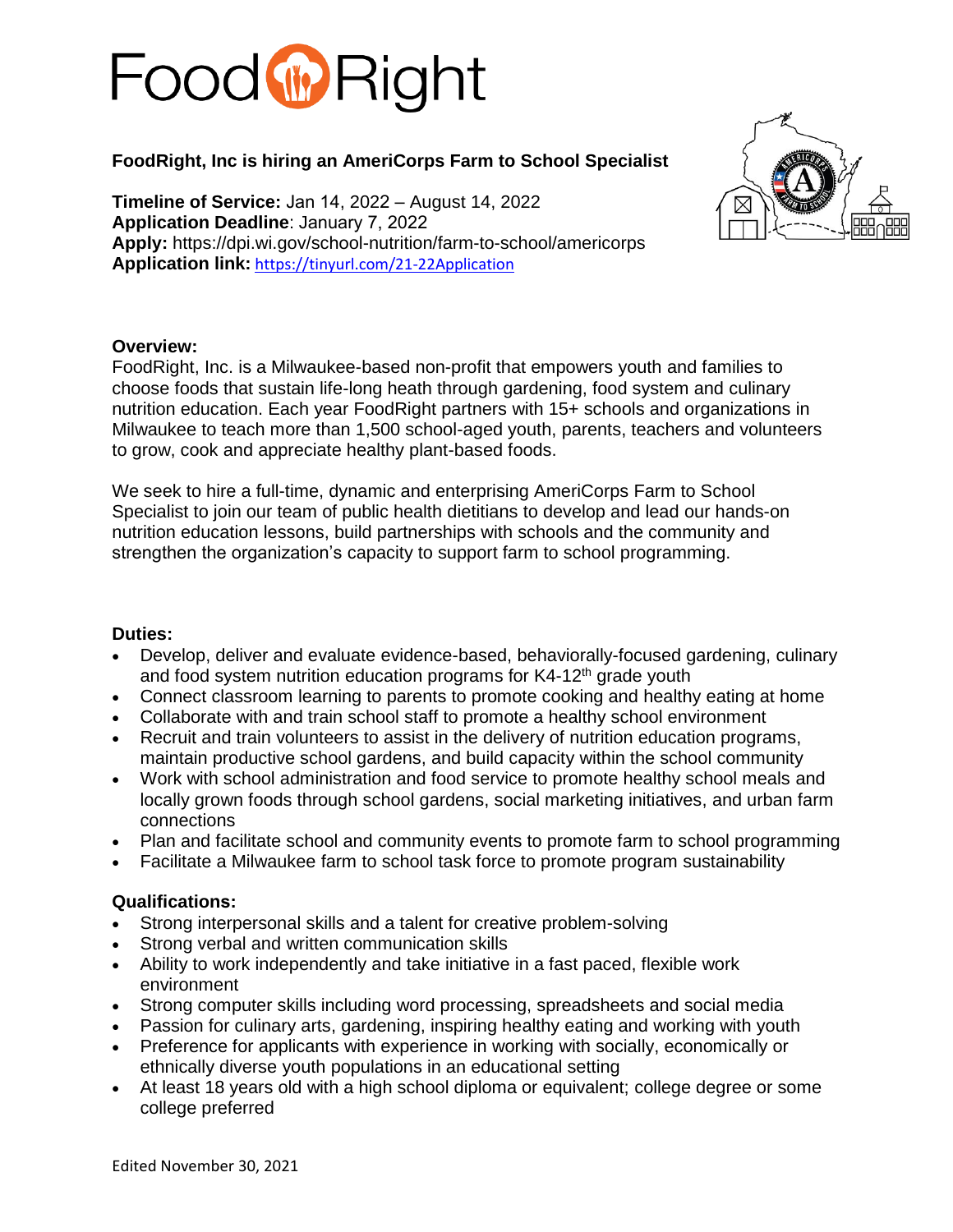# FoodRight

**FoodRight, Inc is hiring an AmeriCorps Farm to School Specialist**

**Timeline of Service:** Jan 14, 2022 – August 14, 2022
**Application Deadline**: January 7, 2022
**Apply:** https://dpi.wi.gov/school-nutrition/farm-to-school/americorps
**Application link:** https://tinyurl.com/21-22Application

**Overview:**
FoodRight, Inc. is a Milwaukee-based non-profit that empowers youth and families to choose foods that sustain life-long heath through gardening, food system and culinary nutrition education. Each year FoodRight partners with 15+ schools and organizations in Milwaukee to teach more than 1,500 school-aged youth, parents, teachers and volunteers to grow, cook and appreciate healthy plant-based foods.

We seek to hire a full-time, dynamic and enterprising AmeriCorps Farm to School Specialist to join our team of public health dietitians to develop and lead our hands-on nutrition education lessons, build partnerships with schools and the community and strengthen the organization's capacity to support farm to school programming.

**Duties:**

- Develop, deliver and evaluate evidence-based, behaviorally-focused gardening, culinary and food system nutrition education programs for K4-12th grade youth
- Connect classroom learning to parents to promote cooking and healthy eating at home
- Collaborate with and train school staff to promote a healthy school environment
- Recruit and train volunteers to assist in the delivery of nutrition education programs, maintain productive school gardens, and build capacity within the school community
- Work with school administration and food service to promote healthy school meals and locally grown foods through school gardens, social marketing initiatives, and urban farm connections
- Plan and facilitate school and community events to promote farm to school programming
- Facilitate a Milwaukee farm to school task force to promote program sustainability

**Qualifications:**

- Strong interpersonal skills and a talent for creative problem-solving
- Strong verbal and written communication skills
- Ability to work independently and take initiative in a fast paced, flexible work environment
- Strong computer skills including word processing, spreadsheets and social media
- Passion for culinary arts, gardening, inspiring healthy eating and working with youth
- Preference for applicants with experience in working with socially, economically or ethnically diverse youth populations in an educational setting
- At least 18 years old with a high school diploma or equivalent; college degree or some college preferred

Edited November 30, 2021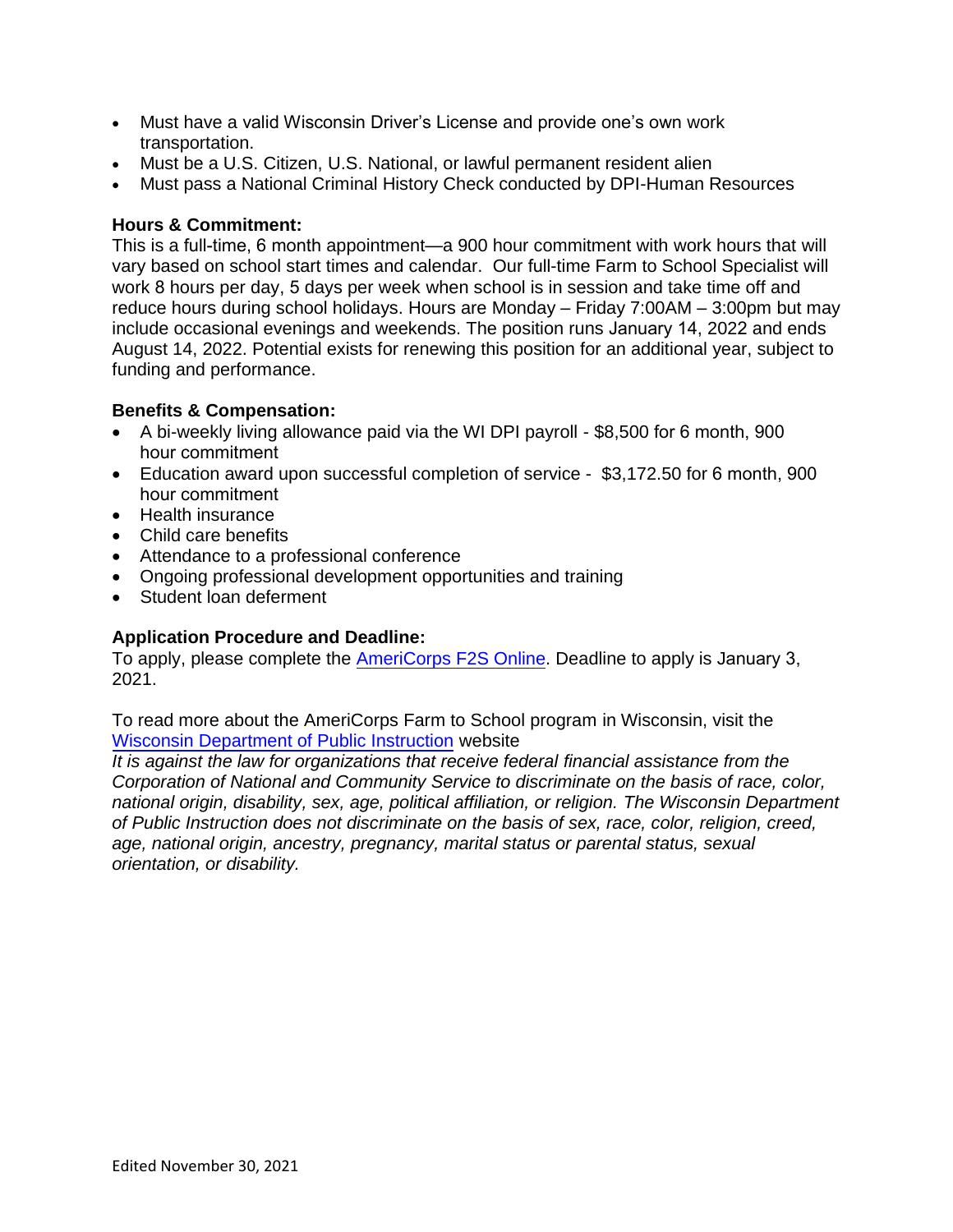- Must have a valid Wisconsin Driver's License and provide one's own work transportation.
- Must be a U.S. Citizen, U.S. National, or lawful permanent resident alien
- Must pass a National Criminal History Check conducted by DPI-Human Resources

**Hours & Commitment:**
This is a full-time, 6 month appointment—a 900 hour commitment with work hours that will vary based on school start times and calendar. Our full-time Farm to School Specialist will work 8 hours per day, 5 days per week when school is in session and take time off and reduce hours during school holidays. Hours are Monday – Friday 7:00AM – 3:00pm but may include occasional evenings and weekends. The position runs January 14, 2022 and ends August 14, 2022. Potential exists for renewing this position for an additional year, subject to funding and performance.

**Benefits & Compensation:**

- A bi-weekly living allowance paid via the WI DPI payroll - $8,500 for 6 month, 900 hour commitment
- Education award upon successful completion of service - $3,172.50 for 6 month, 900 hour commitment
- Health insurance
- Child care benefits
- Attendance to a professional conference
- Ongoing professional development opportunities and training
- Student loan deferment

**Application Procedure and Deadline:**
To apply, please complete the AmeriCorps F2S Online. Deadline to apply is January 3, 2021.

To read more about the AmeriCorps Farm to School program in Wisconsin, visit the Wisconsin Department of Public Instruction website
*It is against the law for organizations that receive federal financial assistance from the Corporation of National and Community Service to discriminate on the basis of race, color, national origin, disability, sex, age, political affiliation, or religion. The Wisconsin Department of Public Instruction does not discriminate on the basis of sex, race, color, religion, creed, age, national origin, ancestry, pregnancy, marital status or parental status, sexual orientation, or disability.*

Edited November 30, 2021